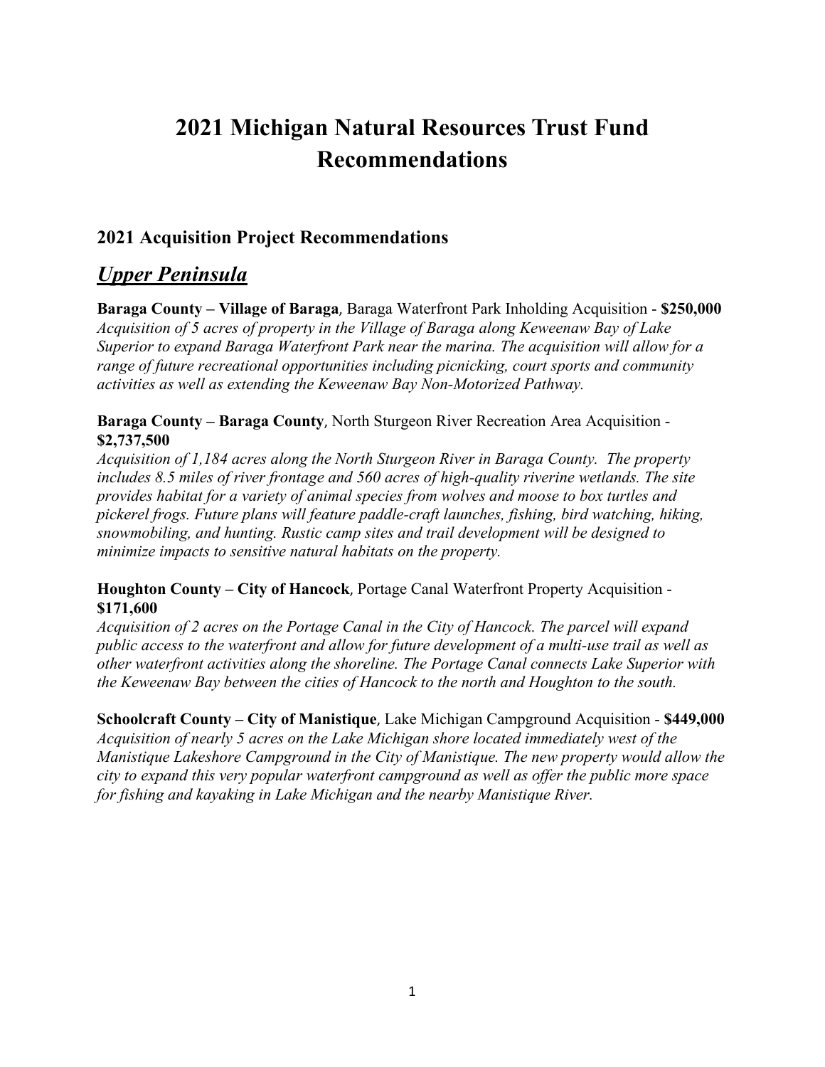# 2021 Michigan Natural Resources Trust Fund Recommendations

## 2021 Acquisition Project Recommendations

## ***Upper Peninsula***

**Baraga County – Village of Baraga**, Baraga Waterfront Park Inholding Acquisition - **$250,000**
*Acquisition of 5 acres of property in the Village of Baraga along Keweenaw Bay of Lake Superior to expand Baraga Waterfront Park near the marina. The acquisition will allow for a range of future recreational opportunities including picnicking, court sports and community activities as well as extending the Keweenaw Bay Non-Motorized Pathway.*

**Baraga County – Baraga County**, North Sturgeon River Recreation Area Acquisition - **$2,737,500**
*Acquisition of 1,184 acres along the North Sturgeon River in Baraga County. The property includes 8.5 miles of river frontage and 560 acres of high-quality riverine wetlands. The site provides habitat for a variety of animal species from wolves and moose to box turtles and pickerel frogs. Future plans will feature paddle-craft launches, fishing, bird watching, hiking, snowmobiling, and hunting. Rustic camp sites and trail development will be designed to minimize impacts to sensitive natural habitats on the property.*

**Houghton County – City of Hancock**, Portage Canal Waterfront Property Acquisition - **$171,600**
*Acquisition of 2 acres on the Portage Canal in the City of Hancock. The parcel will expand public access to the waterfront and allow for future development of a multi-use trail as well as other waterfront activities along the shoreline. The Portage Canal connects Lake Superior with the Keweenaw Bay between the cities of Hancock to the north and Houghton to the south.*

**Schoolcraft County – City of Manistique**, Lake Michigan Campground Acquisition - **$449,000**
*Acquisition of nearly 5 acres on the Lake Michigan shore located immediately west of the Manistique Lakeshore Campground in the City of Manistique. The new property would allow the city to expand this very popular waterfront campground as well as offer the public more space for fishing and kayaking in Lake Michigan and the nearby Manistique River.*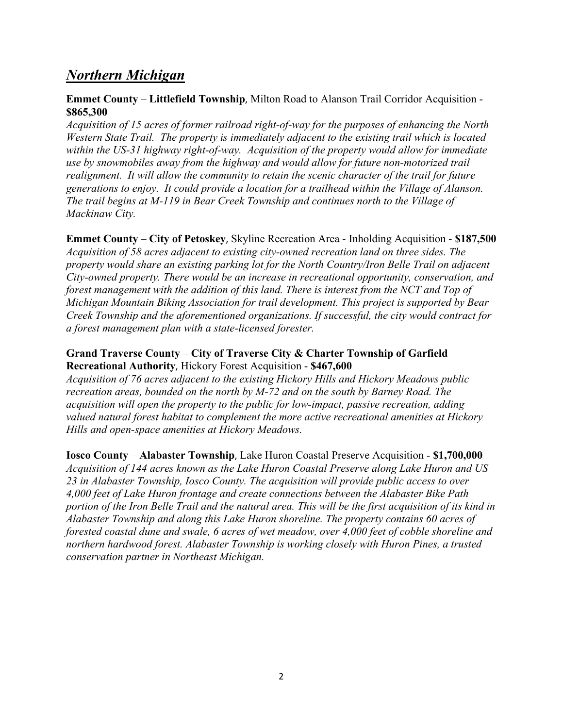## ***Northern Michigan***

**Emmet County** – **Littlefield Township**, Milton Road to Alanson Trail Corridor Acquisition - **$865,300**

*Acquisition of 15 acres of former railroad right-of-way for the purposes of enhancing the North Western State Trail. The property is immediately adjacent to the existing trail which is located within the US-31 highway right-of-way. Acquisition of the property would allow for immediate use by snowmobiles away from the highway and would allow for future non-motorized trail realignment. It will allow the community to retain the scenic character of the trail for future generations to enjoy. It could provide a location for a trailhead within the Village of Alanson. The trail begins at M-119 in Bear Creek Township and continues north to the Village of Mackinaw City.*

**Emmet County** – **City of Petoskey**, Skyline Recreation Area - Inholding Acquisition - **$187,500**

*Acquisition of 58 acres adjacent to existing city-owned recreation land on three sides. The property would share an existing parking lot for the North Country/Iron Belle Trail on adjacent City-owned property. There would be an increase in recreational opportunity, conservation, and forest management with the addition of this land. There is interest from the NCT and Top of Michigan Mountain Biking Association for trail development. This project is supported by Bear Creek Township and the aforementioned organizations. If successful, the city would contract for a forest management plan with a state-licensed forester.*

**Grand Traverse County** – **City of Traverse City & Charter Township of Garfield Recreational Authority**, Hickory Forest Acquisition - **$467,600**

*Acquisition of 76 acres adjacent to the existing Hickory Hills and Hickory Meadows public recreation areas, bounded on the north by M-72 and on the south by Barney Road. The acquisition will open the property to the public for low-impact, passive recreation, adding valued natural forest habitat to complement the more active recreational amenities at Hickory Hills and open-space amenities at Hickory Meadows.*

**Iosco County** – **Alabaster Township**, Lake Huron Coastal Preserve Acquisition - **$1,700,000**

*Acquisition of 144 acres known as the Lake Huron Coastal Preserve along Lake Huron and US 23 in Alabaster Township, Iosco County. The acquisition will provide public access to over 4,000 feet of Lake Huron frontage and create connections between the Alabaster Bike Path portion of the Iron Belle Trail and the natural area. This will be the first acquisition of its kind in Alabaster Township and along this Lake Huron shoreline. The property contains 60 acres of forested coastal dune and swale, 6 acres of wet meadow, over 4,000 feet of cobble shoreline and northern hardwood forest. Alabaster Township is working closely with Huron Pines, a trusted conservation partner in Northeast Michigan.*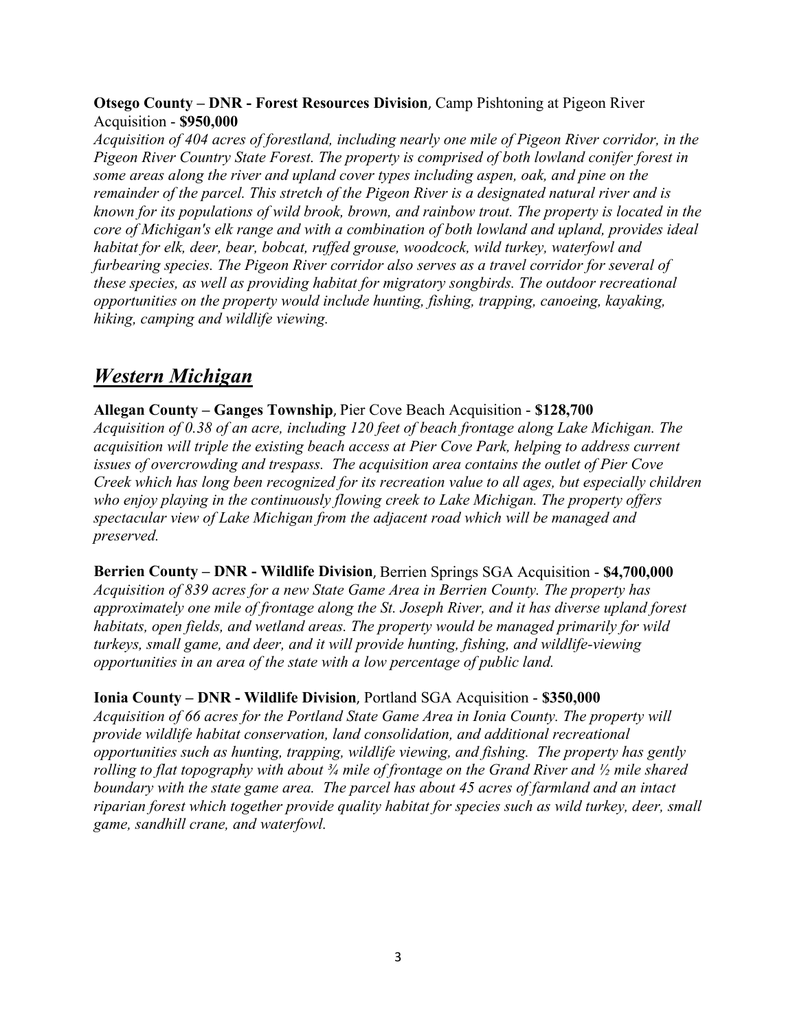**Otsego County – DNR - Forest Resources Division**, Camp Pishtoning at Pigeon River Acquisition - **$950,000**

*Acquisition of 404 acres of forestland, including nearly one mile of Pigeon River corridor, in the Pigeon River Country State Forest. The property is comprised of both lowland conifer forest in some areas along the river and upland cover types including aspen, oak, and pine on the remainder of the parcel. This stretch of the Pigeon River is a designated natural river and is known for its populations of wild brook, brown, and rainbow trout. The property is located in the core of Michigan's elk range and with a combination of both lowland and upland, provides ideal habitat for elk, deer, bear, bobcat, ruffed grouse, woodcock, wild turkey, waterfowl and furbearing species. The Pigeon River corridor also serves as a travel corridor for several of these species, as well as providing habitat for migratory songbirds. The outdoor recreational opportunities on the property would include hunting, fishing, trapping, canoeing, kayaking, hiking, camping and wildlife viewing.*

## *Western Michigan*

**Allegan County – Ganges Township**, Pier Cove Beach Acquisition - **$128,700**

*Acquisition of 0.38 of an acre, including 120 feet of beach frontage along Lake Michigan. The acquisition will triple the existing beach access at Pier Cove Park, helping to address current issues of overcrowding and trespass. The acquisition area contains the outlet of Pier Cove Creek which has long been recognized for its recreation value to all ages, but especially children who enjoy playing in the continuously flowing creek to Lake Michigan. The property offers spectacular view of Lake Michigan from the adjacent road which will be managed and preserved.*

**Berrien County – DNR - Wildlife Division**, Berrien Springs SGA Acquisition - **$4,700,000**

*Acquisition of 839 acres for a new State Game Area in Berrien County. The property has approximately one mile of frontage along the St. Joseph River, and it has diverse upland forest habitats, open fields, and wetland areas. The property would be managed primarily for wild turkeys, small game, and deer, and it will provide hunting, fishing, and wildlife-viewing opportunities in an area of the state with a low percentage of public land.*

**Ionia County – DNR - Wildlife Division**, Portland SGA Acquisition - **$350,000**

*Acquisition of 66 acres for the Portland State Game Area in Ionia County. The property will provide wildlife habitat conservation, land consolidation, and additional recreational opportunities such as hunting, trapping, wildlife viewing, and fishing. The property has gently rolling to flat topography with about ¾ mile of frontage on the Grand River and ½ mile shared boundary with the state game area. The parcel has about 45 acres of farmland and an intact riparian forest which together provide quality habitat for species such as wild turkey, deer, small game, sandhill crane, and waterfowl.*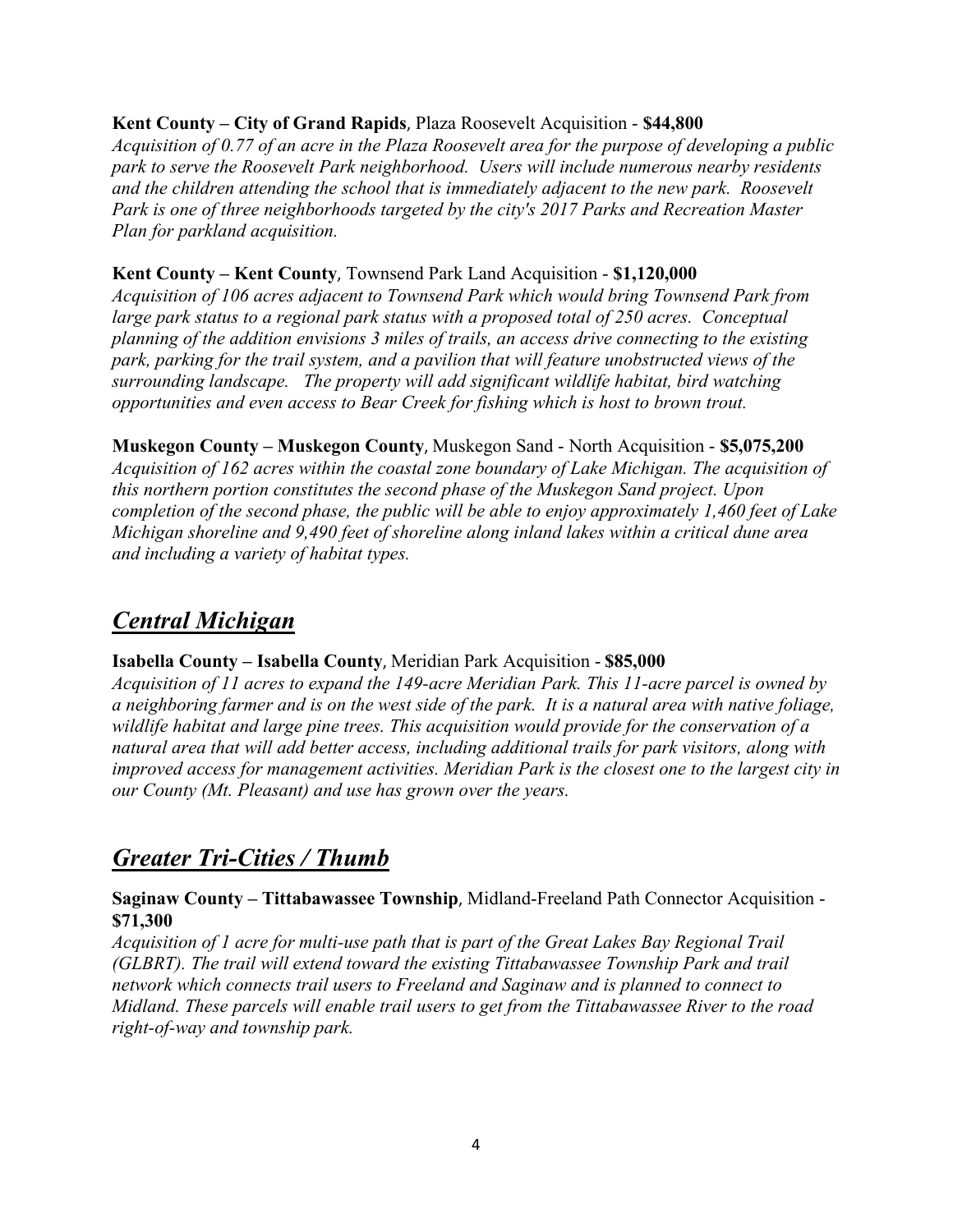**Kent County – City of Grand Rapids**, Plaza Roosevelt Acquisition - **$44,800**
*Acquisition of 0.77 of an acre in the Plaza Roosevelt area for the purpose of developing a public park to serve the Roosevelt Park neighborhood. Users will include numerous nearby residents and the children attending the school that is immediately adjacent to the new park. Roosevelt Park is one of three neighborhoods targeted by the city's 2017 Parks and Recreation Master Plan for parkland acquisition.*

**Kent County – Kent County**, Townsend Park Land Acquisition - **$1,120,000**
*Acquisition of 106 acres adjacent to Townsend Park which would bring Townsend Park from large park status to a regional park status with a proposed total of 250 acres. Conceptual planning of the addition envisions 3 miles of trails, an access drive connecting to the existing park, parking for the trail system, and a pavilion that will feature unobstructed views of the surrounding landscape. The property will add significant wildlife habitat, bird watching opportunities and even access to Bear Creek for fishing which is host to brown trout.*

**Muskegon County – Muskegon County**, Muskegon Sand - North Acquisition - **$5,075,200**
*Acquisition of 162 acres within the coastal zone boundary of Lake Michigan. The acquisition of this northern portion constitutes the second phase of the Muskegon Sand project. Upon completion of the second phase, the public will be able to enjoy approximately 1,460 feet of Lake Michigan shoreline and 9,490 feet of shoreline along inland lakes within a critical dune area and including a variety of habitat types.*

## ***Central Michigan***

**Isabella County – Isabella County**, Meridian Park Acquisition - **$85,000**
*Acquisition of 11 acres to expand the 149-acre Meridian Park. This 11-acre parcel is owned by a neighboring farmer and is on the west side of the park. It is a natural area with native foliage, wildlife habitat and large pine trees. This acquisition would provide for the conservation of a natural area that will add better access, including additional trails for park visitors, along with improved access for management activities. Meridian Park is the closest one to the largest city in our County (Mt. Pleasant) and use has grown over the years.*

## ***Greater Tri-Cities / Thumb***

**Saginaw County – Tittabawassee Township**, Midland-Freeland Path Connector Acquisition - **$71,300**
*Acquisition of 1 acre for multi-use path that is part of the Great Lakes Bay Regional Trail (GLBRT). The trail will extend toward the existing Tittabawassee Township Park and trail network which connects trail users to Freeland and Saginaw and is planned to connect to Midland. These parcels will enable trail users to get from the Tittabawassee River to the road right-of-way and township park.*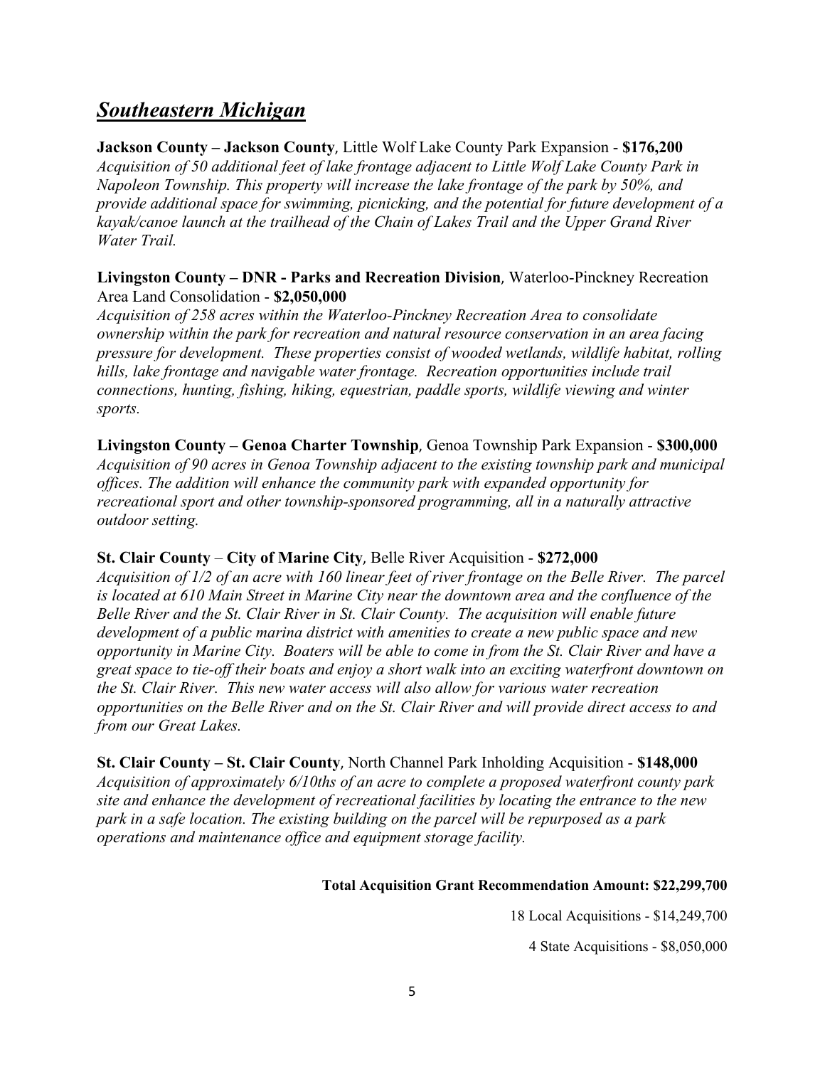## ***Southeastern Michigan***

**Jackson County – Jackson County**, Little Wolf Lake County Park Expansion - **$176,200**
*Acquisition of 50 additional feet of lake frontage adjacent to Little Wolf Lake County Park in Napoleon Township. This property will increase the lake frontage of the park by 50%, and provide additional space for swimming, picnicking, and the potential for future development of a kayak/canoe launch at the trailhead of the Chain of Lakes Trail and the Upper Grand River Water Trail.*

**Livingston County – DNR - Parks and Recreation Division**, Waterloo-Pinckney Recreation Area Land Consolidation - **$2,050,000**
*Acquisition of 258 acres within the Waterloo-Pinckney Recreation Area to consolidate ownership within the park for recreation and natural resource conservation in an area facing pressure for development. These properties consist of wooded wetlands, wildlife habitat, rolling hills, lake frontage and navigable water frontage. Recreation opportunities include trail connections, hunting, fishing, hiking, equestrian, paddle sports, wildlife viewing and winter sports.*

**Livingston County – Genoa Charter Township**, Genoa Township Park Expansion - **$300,000**
*Acquisition of 90 acres in Genoa Township adjacent to the existing township park and municipal offices. The addition will enhance the community park with expanded opportunity for recreational sport and other township-sponsored programming, all in a naturally attractive outdoor setting.*

**St. Clair County** – **City of Marine City**, Belle River Acquisition - **$272,000**
*Acquisition of 1/2 of an acre with 160 linear feet of river frontage on the Belle River. The parcel is located at 610 Main Street in Marine City near the downtown area and the confluence of the Belle River and the St. Clair River in St. Clair County. The acquisition will enable future development of a public marina district with amenities to create a new public space and new opportunity in Marine City. Boaters will be able to come in from the St. Clair River and have a great space to tie-off their boats and enjoy a short walk into an exciting waterfront downtown on the St. Clair River. This new water access will also allow for various water recreation opportunities on the Belle River and on the St. Clair River and will provide direct access to and from our Great Lakes.*

**St. Clair County – St. Clair County**, North Channel Park Inholding Acquisition - **$148,000**
*Acquisition of approximately 6/10ths of an acre to complete a proposed waterfront county park site and enhance the development of recreational facilities by locating the entrance to the new park in a safe location. The existing building on the parcel will be repurposed as a park operations and maintenance office and equipment storage facility.*

**Total Acquisition Grant Recommendation Amount: $22,299,700**

18 Local Acquisitions - $14,249,700

4 State Acquisitions - $8,050,000